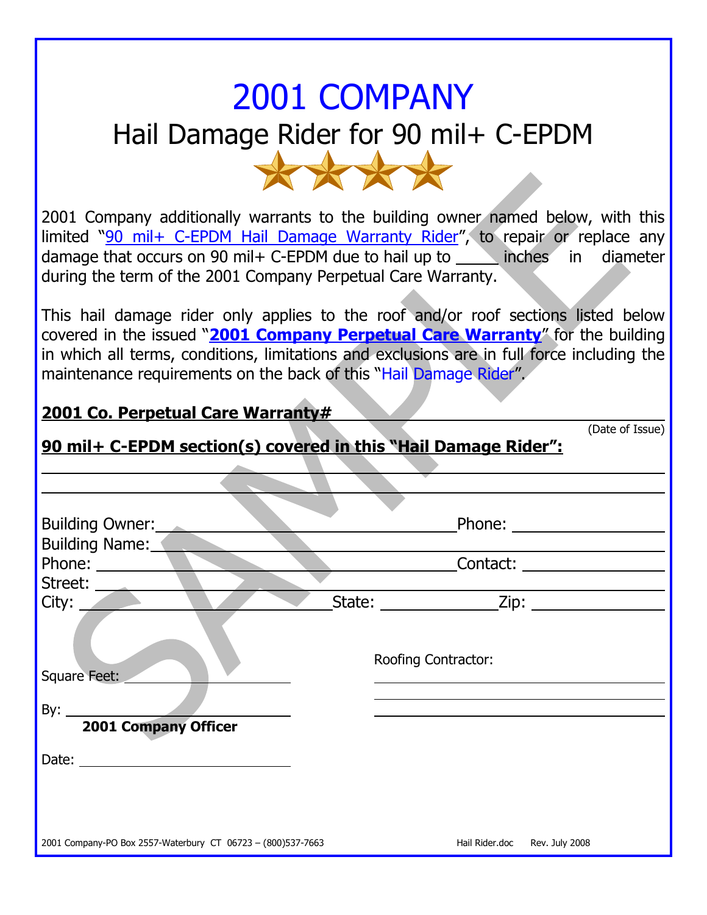# 2001 COMPANY

## Hail Damage Rider for 90 mil+ C-EPDM

2001 Company additionally warrants to the building owner named below, with this limited "90 mil+ C-EPDM Hail Damage Warranty Rider", to repair or replace any damage that occurs on 90 mil+ C-EPDM due to hail up to _____ inches in diameter during the term of the 2001 Company Perpetual Care Warranty.

This hail damage rider only applies to the roof and/or roof sections listed below covered in the issued "**2001 Company Perpetual Care Warranty**" for the building in which all terms, conditions, limitations and exclusions are in full force including the maintenance requirements on the back of this "Hail Damage Rider".

**2001 Co. Perpetual Care Warranty#** ____________________________________________

(Date of Issue)

**90 mil+ C-EPDM section(s) covered in this "Hail Damage Rider":**

____________________________________________

____________________________________________

Building Owner: ______________________________ Phone: ______________

Building Name: ____________________________________________

Phone: ______________________________ Contact: ______________

Street: ____________________________________________

City: ______________________ State: ____________ Zip: ____________

Square Feet: ______________________

Roofing Contractor:

____________________________________________

____________________________________________

____________________________________________

By: ______________________

**2001 Company Officer**

Date: ______________________

2001 Company-PO Box 2557-Waterbury CT 06723 – (800)537-7663

Hail Rider.doc Rev. July 2008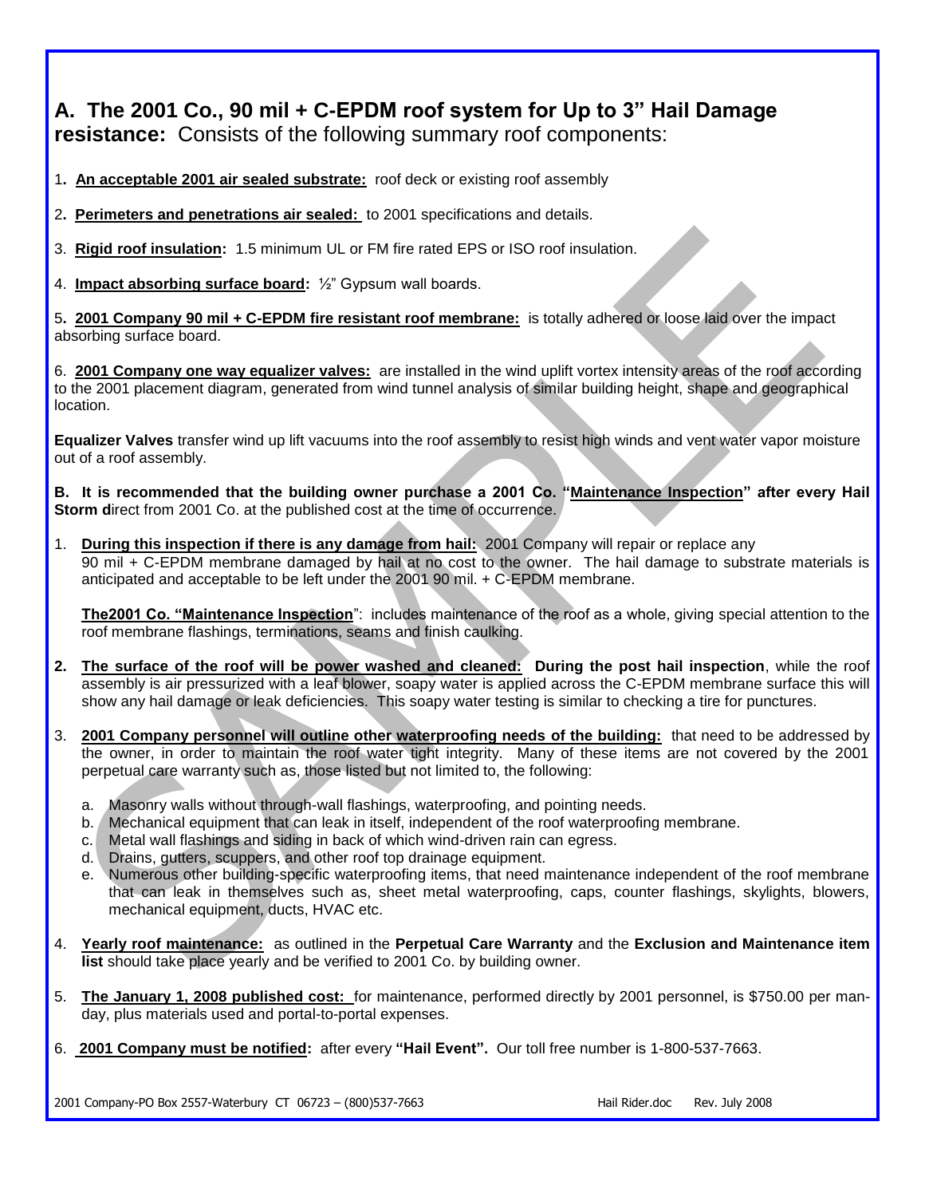## A. The 2001 Co., 90 mil + C-EPDM roof system for Up to 3" Hail Damage resistance: Consists of the following summary roof components:

1. **An acceptable 2001 air sealed substrate:** roof deck or existing roof assembly

2. **Perimeters and penetrations air sealed:** to 2001 specifications and details.

3. **Rigid roof insulation:** 1.5 minimum UL or FM fire rated EPS or ISO roof insulation.

4. **Impact absorbing surface board:** ½" Gypsum wall boards.

5. **2001 Company 90 mil + C-EPDM fire resistant roof membrane:** is totally adhered or loose laid over the impact absorbing surface board.

6. **2001 Company one way equalizer valves:** are installed in the wind uplift vortex intensity areas of the roof according to the 2001 placement diagram, generated from wind tunnel analysis of similar building height, shape and geographical location.

**Equalizer Valves** transfer wind up lift vacuums into the roof assembly to resist high winds and vent water vapor moisture out of a roof assembly.

**B. It is recommended that the building owner purchase a 2001 Co. "Maintenance Inspection" after every Hail Storm d**irect from 2001 Co. at the published cost at the time of occurrence.

1. **During this inspection if there is any damage from hail:** 2001 Company will repair or replace any 90 mil + C-EPDM membrane damaged by hail at no cost to the owner. The hail damage to substrate materials is anticipated and acceptable to be left under the 2001 90 mil. + C-EPDM membrane.

   **The2001 Co. "Maintenance Inspection"**: includes maintenance of the roof as a whole, giving special attention to the roof membrane flashings, terminations, seams and finish caulking.

2. **The surface of the roof will be power washed and cleaned: During the post hail inspection**, while the roof assembly is air pressurized with a leaf blower, soapy water is applied across the C-EPDM membrane surface this will show any hail damage or leak deficiencies. This soapy water testing is similar to checking a tire for punctures.

3. **2001 Company personnel will outline other waterproofing needs of the building:** that need to be addressed by the owner, in order to maintain the roof water tight integrity. Many of these items are not covered by the 2001 perpetual care warranty such as, those listed but not limited to, the following:

   a. Masonry walls without through-wall flashings, waterproofing, and pointing needs.
   b. Mechanical equipment that can leak in itself, independent of the roof waterproofing membrane.
   c. Metal wall flashings and siding in back of which wind-driven rain can egress.
   d. Drains, gutters, scuppers, and other roof top drainage equipment.
   e. Numerous other building-specific waterproofing items, that need maintenance independent of the roof membrane that can leak in themselves such as, sheet metal waterproofing, caps, counter flashings, skylights, blowers, mechanical equipment, ducts, HVAC etc.

4. **Yearly roof maintenance:** as outlined in the **Perpetual Care Warranty** and the **Exclusion and Maintenance item list** should take place yearly and be verified to 2001 Co. by building owner.

5. **The January 1, 2008 published cost:** for maintenance, performed directly by 2001 personnel, is $750.00 per man-day, plus materials used and portal-to-portal expenses.

6. **2001 Company must be notified:** after every **"Hail Event".** Our toll free number is 1-800-537-7663.

2001 Company-PO Box 2557-Waterbury CT 06723 – (800)537-7663 Hail Rider.doc Rev. July 2008